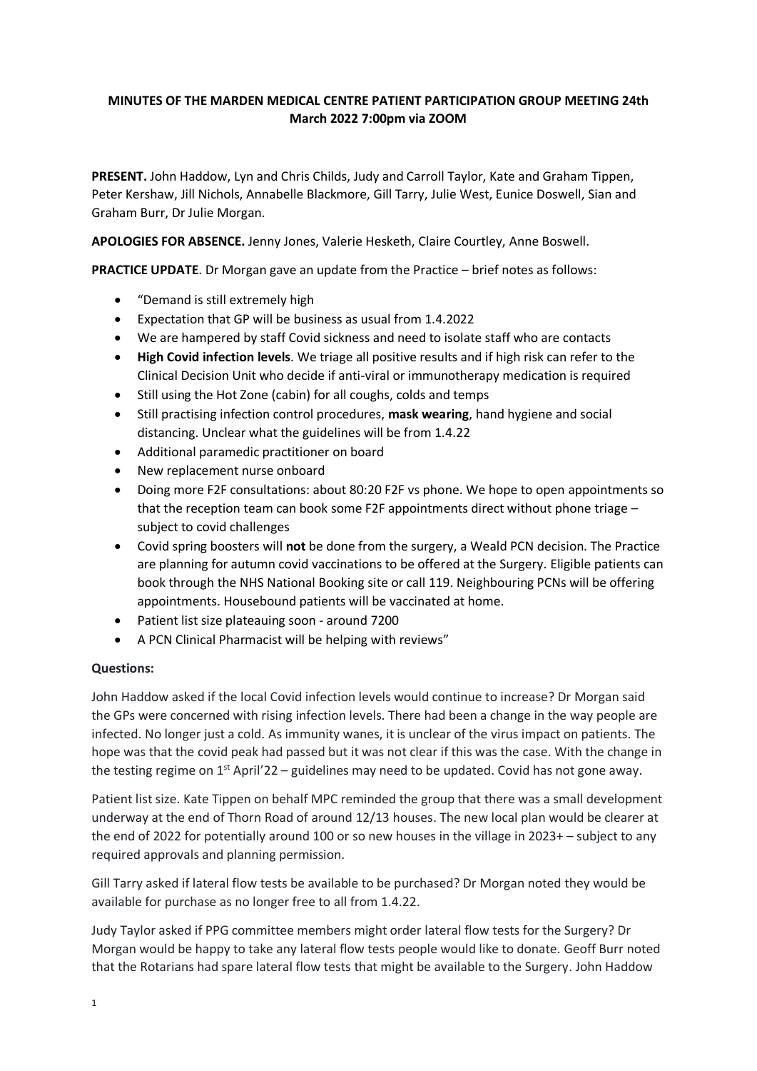**MINUTES OF THE MARDEN MEDICAL CENTRE PATIENT PARTICIPATION GROUP MEETING 24th March 2022 7:00pm via ZOOM**

**PRESENT.** John Haddow, Lyn and Chris Childs, Judy and Carroll Taylor, Kate and Graham Tippen, Peter Kershaw, Jill Nichols, Annabelle Blackmore, Gill Tarry, Julie West, Eunice Doswell, Sian and Graham Burr, Dr Julie Morgan.

**APOLOGIES FOR ABSENCE.** Jenny Jones, Valerie Hesketh, Claire Courtley, Anne Boswell.

**PRACTICE UPDATE**. Dr Morgan gave an update from the Practice – brief notes as follows:

- "Demand is still extremely high
- Expectation that GP will be business as usual from 1.4.2022
- We are hampered by staff Covid sickness and need to isolate staff who are contacts
- **High Covid infection levels**. We triage all positive results and if high risk can refer to the Clinical Decision Unit who decide if anti-viral or immunotherapy medication is required
- Still using the Hot Zone (cabin) for all coughs, colds and temps
- Still practising infection control procedures, **mask wearing**, hand hygiene and social distancing. Unclear what the guidelines will be from 1.4.22
- Additional paramedic practitioner on board
- New replacement nurse onboard
- Doing more F2F consultations: about 80:20 F2F vs phone. We hope to open appointments so that the reception team can book some F2F appointments direct without phone triage – subject to covid challenges
- Covid spring boosters will **not** be done from the surgery, a Weald PCN decision. The Practice are planning for autumn covid vaccinations to be offered at the Surgery. Eligible patients can book through the NHS National Booking site or call 119. Neighbouring PCNs will be offering appointments. Housebound patients will be vaccinated at home.
- Patient list size plateauing soon - around 7200
- A PCN Clinical Pharmacist will be helping with reviews"

**Questions:**

John Haddow asked if the local Covid infection levels would continue to increase? Dr Morgan said the GPs were concerned with rising infection levels. There had been a change in the way people are infected. No longer just a cold. As immunity wanes, it is unclear of the virus impact on patients. The hope was that the covid peak had passed but it was not clear if this was the case. With the change in the testing regime on 1st April'22 – guidelines may need to be updated. Covid has not gone away.

Patient list size. Kate Tippen on behalf MPC reminded the group that there was a small development underway at the end of Thorn Road of around 12/13 houses. The new local plan would be clearer at the end of 2022 for potentially around 100 or so new houses in the village in 2023+ – subject to any required approvals and planning permission.

Gill Tarry asked if lateral flow tests be available to be purchased? Dr Morgan noted they would be available for purchase as no longer free to all from 1.4.22.

Judy Taylor asked if PPG committee members might order lateral flow tests for the Surgery? Dr Morgan would be happy to take any lateral flow tests people would like to donate. Geoff Burr noted that the Rotarians had spare lateral flow tests that might be available to the Surgery. John Haddow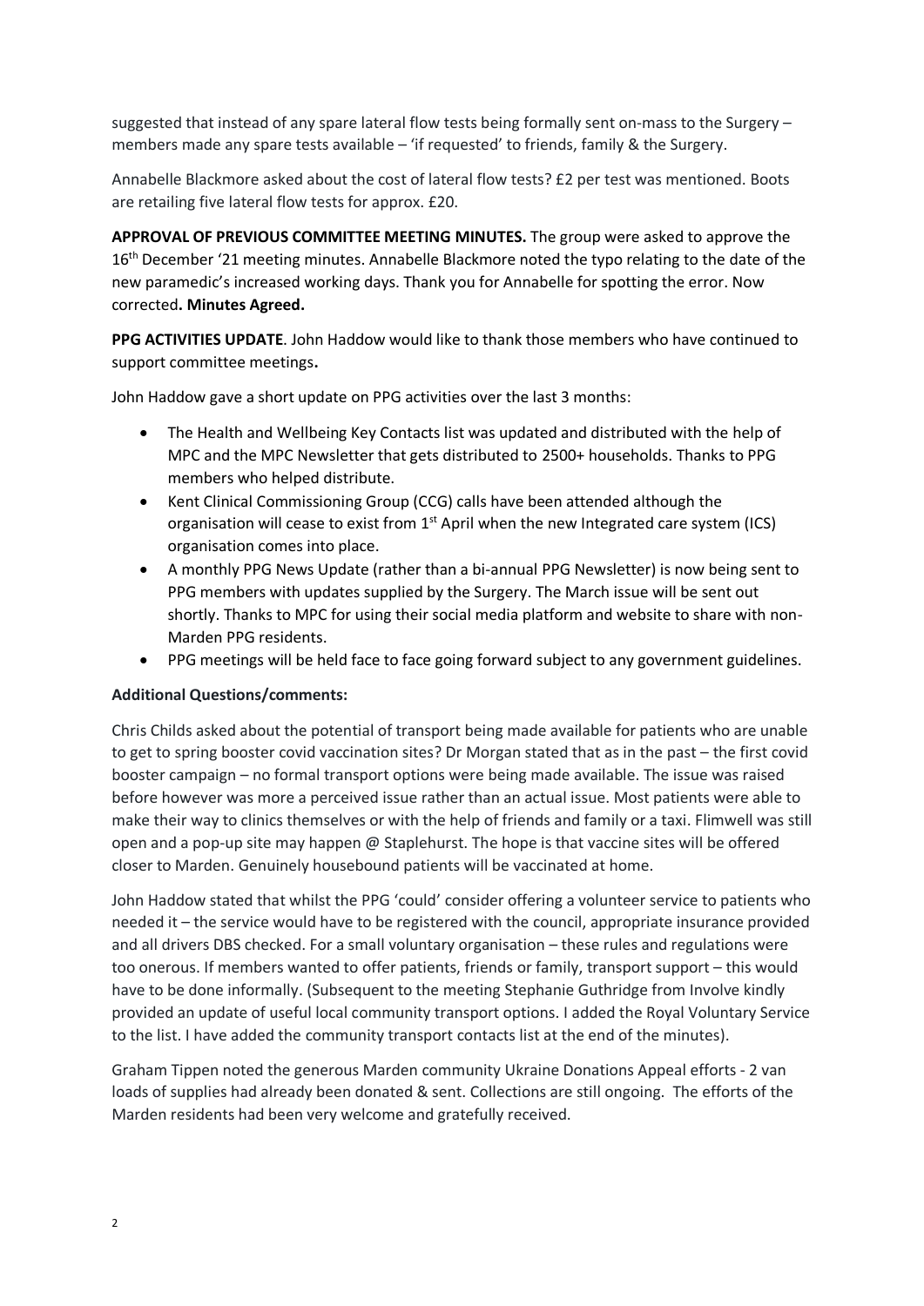suggested that instead of any spare lateral flow tests being formally sent on-mass to the Surgery – members made any spare tests available – 'if requested' to friends, family & the Surgery.

Annabelle Blackmore asked about the cost of lateral flow tests? £2 per test was mentioned. Boots are retailing five lateral flow tests for approx. £20.

**APPROVAL OF PREVIOUS COMMITTEE MEETING MINUTES.** The group were asked to approve the 16th December '21 meeting minutes. Annabelle Blackmore noted the typo relating to the date of the new paramedic's increased working days. Thank you for Annabelle for spotting the error. Now corrected**. Minutes Agreed.**

**PPG ACTIVITIES UPDATE**. John Haddow would like to thank those members who have continued to support committee meetings**.**

John Haddow gave a short update on PPG activities over the last 3 months:

- The Health and Wellbeing Key Contacts list was updated and distributed with the help of MPC and the MPC Newsletter that gets distributed to 2500+ households. Thanks to PPG members who helped distribute.
- Kent Clinical Commissioning Group (CCG) calls have been attended although the organisation will cease to exist from 1st April when the new Integrated care system (ICS) organisation comes into place.
- A monthly PPG News Update (rather than a bi-annual PPG Newsletter) is now being sent to PPG members with updates supplied by the Surgery. The March issue will be sent out shortly. Thanks to MPC for using their social media platform and website to share with non-Marden PPG residents.
- PPG meetings will be held face to face going forward subject to any government guidelines.

**Additional Questions/comments:**

Chris Childs asked about the potential of transport being made available for patients who are unable to get to spring booster covid vaccination sites? Dr Morgan stated that as in the past – the first covid booster campaign – no formal transport options were being made available. The issue was raised before however was more a perceived issue rather than an actual issue. Most patients were able to make their way to clinics themselves or with the help of friends and family or a taxi. Flimwell was still open and a pop-up site may happen @ Staplehurst. The hope is that vaccine sites will be offered closer to Marden. Genuinely housebound patients will be vaccinated at home.

John Haddow stated that whilst the PPG 'could' consider offering a volunteer service to patients who needed it – the service would have to be registered with the council, appropriate insurance provided and all drivers DBS checked. For a small voluntary organisation – these rules and regulations were too onerous. If members wanted to offer patients, friends or family, transport support – this would have to be done informally. (Subsequent to the meeting Stephanie Guthridge from Involve kindly provided an update of useful local community transport options. I added the Royal Voluntary Service to the list. I have added the community transport contacts list at the end of the minutes).

Graham Tippen noted the generous Marden community Ukraine Donations Appeal efforts - 2 van loads of supplies had already been donated & sent. Collections are still ongoing. The efforts of the Marden residents had been very welcome and gratefully received.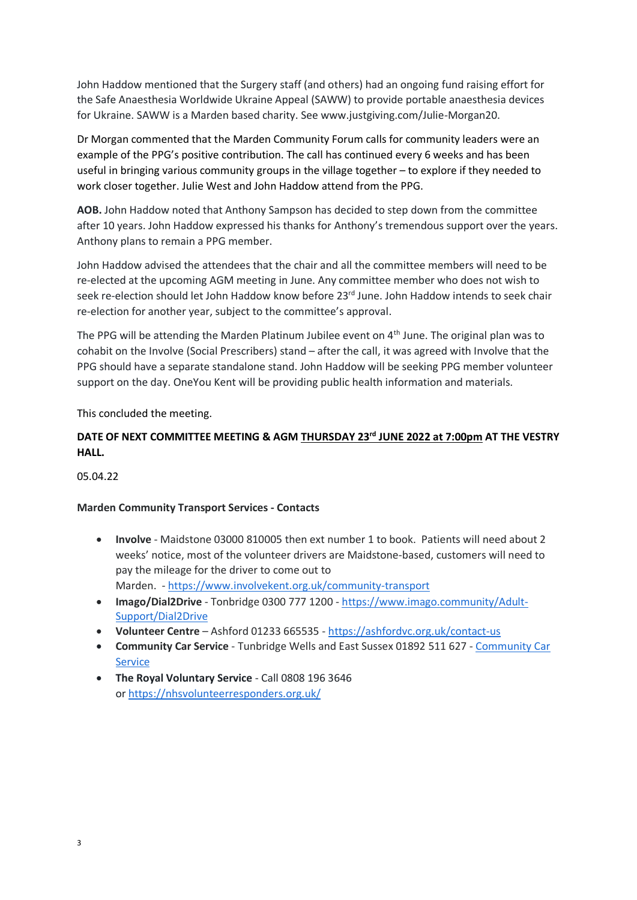John Haddow mentioned that the Surgery staff (and others) had an ongoing fund raising effort for the Safe Anaesthesia Worldwide Ukraine Appeal (SAWW) to provide portable anaesthesia devices for Ukraine. SAWW is a Marden based charity. See www.justgiving.com/Julie-Morgan20.

Dr Morgan commented that the Marden Community Forum calls for community leaders were an example of the PPG's positive contribution. The call has continued every 6 weeks and has been useful in bringing various community groups in the village together – to explore if they needed to work closer together. Julie West and John Haddow attend from the PPG.

**AOB.** John Haddow noted that Anthony Sampson has decided to step down from the committee after 10 years. John Haddow expressed his thanks for Anthony's tremendous support over the years. Anthony plans to remain a PPG member.

John Haddow advised the attendees that the chair and all the committee members will need to be re-elected at the upcoming AGM meeting in June. Any committee member who does not wish to seek re-election should let John Haddow know before 23rd June. John Haddow intends to seek chair re-election for another year, subject to the committee's approval.

The PPG will be attending the Marden Platinum Jubilee event on 4th June. The original plan was to cohabit on the Involve (Social Prescribers) stand – after the call, it was agreed with Involve that the PPG should have a separate standalone stand. John Haddow will be seeking PPG member volunteer support on the day. OneYou Kent will be providing public health information and materials.

This concluded the meeting.

**DATE OF NEXT COMMITTEE MEETING & AGM THURSDAY 23rd JUNE 2022 at 7:00pm AT THE VESTRY HALL.**

05.04.22

**Marden Community Transport Services - Contacts**

- **Involve** - Maidstone 03000 810005 then ext number 1 to book. Patients will need about 2 weeks' notice, most of the volunteer drivers are Maidstone-based, customers will need to pay the mileage for the driver to come out to Marden. - https://www.involvekent.org.uk/community-transport
- **Imago/Dial2Drive** - Tonbridge 0300 777 1200 - https://www.imago.community/Adult-Support/Dial2Drive
- **Volunteer Centre** – Ashford 01233 665535 - https://ashfordvc.org.uk/contact-us
- **Community Car Service** - Tunbridge Wells and East Sussex 01892 511 627 - Community Car Service
- **The Royal Voluntary Service** - Call 0808 196 3646 or https://nhsvolunteerresponders.org.uk/